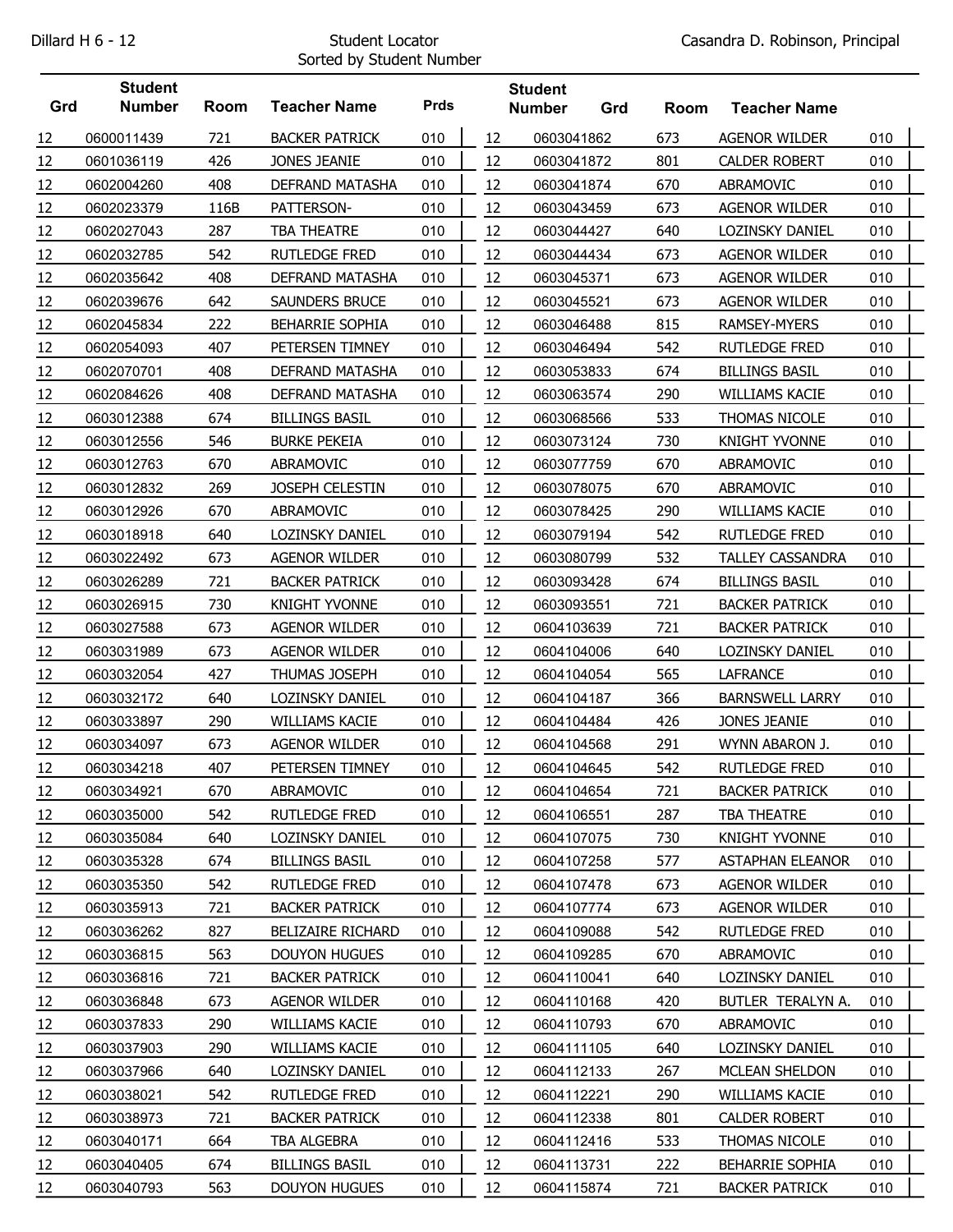Dillard H 6 - 12

Student Locator
Sorted by Student Number

Casandra D. Robinson, Principal

| Grd | Student Number | Room | Teacher Name | Prds |
|---|---|---|---|---|
| 12 | 0600011439 | 721 | BACKER PATRICK | 010 |
| 12 | 0601036119 | 426 | JONES JEANIE | 010 |
| 12 | 0602004260 | 408 | DEFRAND MATASHA | 010 |
| 12 | 0602023379 | 116B | PATTERSON- | 010 |
| 12 | 0602027043 | 287 | TBA THEATRE | 010 |
| 12 | 0602032785 | 542 | RUTLEDGE FRED | 010 |
| 12 | 0602035642 | 408 | DEFRAND MATASHA | 010 |
| 12 | 0602039676 | 642 | SAUNDERS BRUCE | 010 |
| 12 | 0602045834 | 222 | BEHARRIE SOPHIA | 010 |
| 12 | 0602054093 | 407 | PETERSEN TIMNEY | 010 |
| 12 | 0602070701 | 408 | DEFRAND MATASHA | 010 |
| 12 | 0602084626 | 408 | DEFRAND MATASHA | 010 |
| 12 | 0603012388 | 674 | BILLINGS BASIL | 010 |
| 12 | 0603012556 | 546 | BURKE PEKEIA | 010 |
| 12 | 0603012763 | 670 | ABRAMOVIC | 010 |
| 12 | 0603012832 | 269 | JOSEPH CELESTIN | 010 |
| 12 | 0603012926 | 670 | ABRAMOVIC | 010 |
| 12 | 0603018918 | 640 | LOZINSKY DANIEL | 010 |
| 12 | 0603022492 | 673 | AGENOR WILDER | 010 |
| 12 | 0603026289 | 721 | BACKER PATRICK | 010 |
| 12 | 0603026915 | 730 | KNIGHT YVONNE | 010 |
| 12 | 0603027588 | 673 | AGENOR WILDER | 010 |
| 12 | 0603031989 | 673 | AGENOR WILDER | 010 |
| 12 | 0603032054 | 427 | THUMAS JOSEPH | 010 |
| 12 | 0603032172 | 640 | LOZINSKY DANIEL | 010 |
| 12 | 0603033897 | 290 | WILLIAMS KACIE | 010 |
| 12 | 0603034097 | 673 | AGENOR WILDER | 010 |
| 12 | 0603034218 | 407 | PETERSEN TIMNEY | 010 |
| 12 | 0603034921 | 670 | ABRAMOVIC | 010 |
| 12 | 0603035000 | 542 | RUTLEDGE FRED | 010 |
| 12 | 0603035084 | 640 | LOZINSKY DANIEL | 010 |
| 12 | 0603035328 | 674 | BILLINGS BASIL | 010 |
| 12 | 0603035350 | 542 | RUTLEDGE FRED | 010 |
| 12 | 0603035913 | 721 | BACKER PATRICK | 010 |
| 12 | 0603036262 | 827 | BELIZAIRE RICHARD | 010 |
| 12 | 0603036815 | 563 | DOUYON HUGUES | 010 |
| 12 | 0603036816 | 721 | BACKER PATRICK | 010 |
| 12 | 0603036848 | 673 | AGENOR WILDER | 010 |
| 12 | 0603037833 | 290 | WILLIAMS KACIE | 010 |
| 12 | 0603037903 | 290 | WILLIAMS KACIE | 010 |
| 12 | 0603037966 | 640 | LOZINSKY DANIEL | 010 |
| 12 | 0603038021 | 542 | RUTLEDGE FRED | 010 |
| 12 | 0603038973 | 721 | BACKER PATRICK | 010 |
| 12 | 0603040171 | 664 | TBA ALGEBRA | 010 |
| 12 | 0603040405 | 674 | BILLINGS BASIL | 010 |
| 12 | 0603040793 | 563 | DOUYON HUGUES | 010 |
| 12 | 0603041862 | 673 | AGENOR WILDER | 010 |
| 12 | 0603041872 | 801 | CALDER ROBERT | 010 |
| 12 | 0603041874 | 670 | ABRAMOVIC | 010 |
| 12 | 0603043459 | 673 | AGENOR WILDER | 010 |
| 12 | 0603044427 | 640 | LOZINSKY DANIEL | 010 |
| 12 | 0603044434 | 673 | AGENOR WILDER | 010 |
| 12 | 0603045371 | 673 | AGENOR WILDER | 010 |
| 12 | 0603045521 | 673 | AGENOR WILDER | 010 |
| 12 | 0603046488 | 815 | RAMSEY-MYERS | 010 |
| 12 | 0603046494 | 542 | RUTLEDGE FRED | 010 |
| 12 | 0603053833 | 674 | BILLINGS BASIL | 010 |
| 12 | 0603063574 | 290 | WILLIAMS KACIE | 010 |
| 12 | 0603068566 | 533 | THOMAS NICOLE | 010 |
| 12 | 0603073124 | 730 | KNIGHT YVONNE | 010 |
| 12 | 0603077759 | 670 | ABRAMOVIC | 010 |
| 12 | 0603078075 | 670 | ABRAMOVIC | 010 |
| 12 | 0603078425 | 290 | WILLIAMS KACIE | 010 |
| 12 | 0603079194 | 542 | RUTLEDGE FRED | 010 |
| 12 | 0603080799 | 532 | TALLEY CASSANDRA | 010 |
| 12 | 0603093428 | 674 | BILLINGS BASIL | 010 |
| 12 | 0603093551 | 721 | BACKER PATRICK | 010 |
| 12 | 0604103639 | 721 | BACKER PATRICK | 010 |
| 12 | 0604104006 | 640 | LOZINSKY DANIEL | 010 |
| 12 | 0604104054 | 565 | LAFRANCE | 010 |
| 12 | 0604104187 | 366 | BARNSWELL LARRY | 010 |
| 12 | 0604104484 | 426 | JONES JEANIE | 010 |
| 12 | 0604104568 | 291 | WYNN ABARON J. | 010 |
| 12 | 0604104645 | 542 | RUTLEDGE FRED | 010 |
| 12 | 0604104654 | 721 | BACKER PATRICK | 010 |
| 12 | 0604106551 | 287 | TBA THEATRE | 010 |
| 12 | 0604107075 | 730 | KNIGHT YVONNE | 010 |
| 12 | 0604107258 | 577 | ASTAPHAN ELEANOR | 010 |
| 12 | 0604107478 | 673 | AGENOR WILDER | 010 |
| 12 | 0604107774 | 673 | AGENOR WILDER | 010 |
| 12 | 0604109088 | 542 | RUTLEDGE FRED | 010 |
| 12 | 0604109285 | 670 | ABRAMOVIC | 010 |
| 12 | 0604110041 | 640 | LOZINSKY DANIEL | 010 |
| 12 | 0604110168 | 420 | BUTLER TERALYN A. | 010 |
| 12 | 0604110793 | 670 | ABRAMOVIC | 010 |
| 12 | 0604111105 | 640 | LOZINSKY DANIEL | 010 |
| 12 | 0604112133 | 267 | MCLEAN SHELDON | 010 |
| 12 | 0604112221 | 290 | WILLIAMS KACIE | 010 |
| 12 | 0604112338 | 801 | CALDER ROBERT | 010 |
| 12 | 0604112416 | 533 | THOMAS NICOLE | 010 |
| 12 | 0604113731 | 222 | BEHARRIE SOPHIA | 010 |
| 12 | 0604115874 | 721 | BACKER PATRICK | 010 |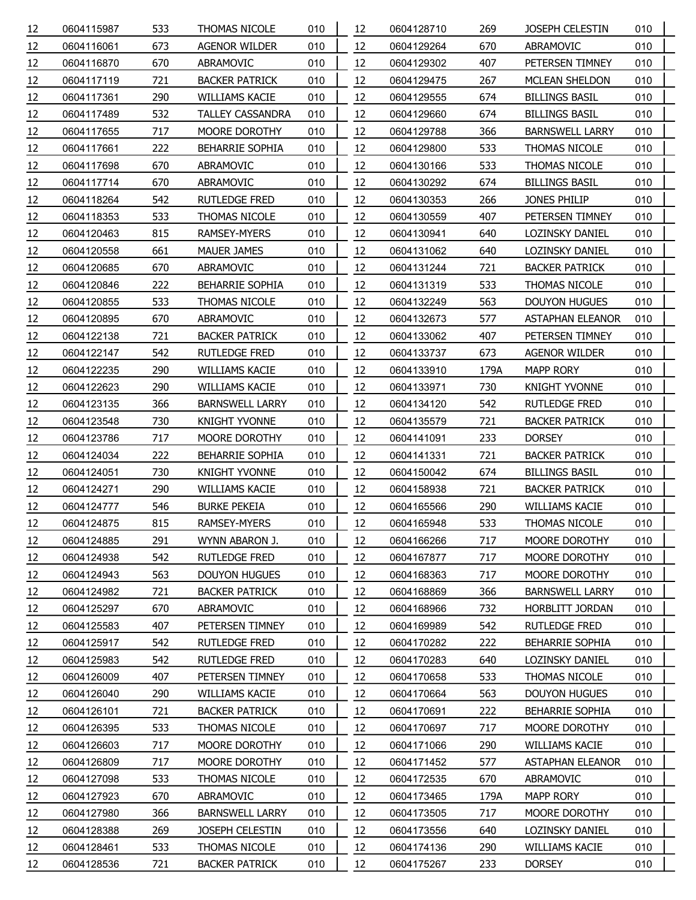| | | | | |
|---|---|---|---|---|
| 12 | 0604115987 | 533 | THOMAS NICOLE | 010 |
| 12 | 0604116061 | 673 | AGENOR WILDER | 010 |
| 12 | 0604116870 | 670 | ABRAMOVIC | 010 |
| 12 | 0604117119 | 721 | BACKER PATRICK | 010 |
| 12 | 0604117361 | 290 | WILLIAMS KACIE | 010 |
| 12 | 0604117489 | 532 | TALLEY CASSANDRA | 010 |
| 12 | 0604117655 | 717 | MOORE DOROTHY | 010 |
| 12 | 0604117661 | 222 | BEHARRIE SOPHIA | 010 |
| 12 | 0604117698 | 670 | ABRAMOVIC | 010 |
| 12 | 0604117714 | 670 | ABRAMOVIC | 010 |
| 12 | 0604118264 | 542 | RUTLEDGE FRED | 010 |
| 12 | 0604118353 | 533 | THOMAS NICOLE | 010 |
| 12 | 0604120463 | 815 | RAMSEY-MYERS | 010 |
| 12 | 0604120558 | 661 | MAUER JAMES | 010 |
| 12 | 0604120685 | 670 | ABRAMOVIC | 010 |
| 12 | 0604120846 | 222 | BEHARRIE SOPHIA | 010 |
| 12 | 0604120855 | 533 | THOMAS NICOLE | 010 |
| 12 | 0604120895 | 670 | ABRAMOVIC | 010 |
| 12 | 0604122138 | 721 | BACKER PATRICK | 010 |
| 12 | 0604122147 | 542 | RUTLEDGE FRED | 010 |
| 12 | 0604122235 | 290 | WILLIAMS KACIE | 010 |
| 12 | 0604122623 | 290 | WILLIAMS KACIE | 010 |
| 12 | 0604123135 | 366 | BARNSWELL LARRY | 010 |
| 12 | 0604123548 | 730 | KNIGHT YVONNE | 010 |
| 12 | 0604123786 | 717 | MOORE DOROTHY | 010 |
| 12 | 0604124034 | 222 | BEHARRIE SOPHIA | 010 |
| 12 | 0604124051 | 730 | KNIGHT YVONNE | 010 |
| 12 | 0604124271 | 290 | WILLIAMS KACIE | 010 |
| 12 | 0604124777 | 546 | BURKE PEKEIA | 010 |
| 12 | 0604124875 | 815 | RAMSEY-MYERS | 010 |
| 12 | 0604124885 | 291 | WYNN ABARON J. | 010 |
| 12 | 0604124938 | 542 | RUTLEDGE FRED | 010 |
| 12 | 0604124943 | 563 | DOUYON HUGUES | 010 |
| 12 | 0604124982 | 721 | BACKER PATRICK | 010 |
| 12 | 0604125297 | 670 | ABRAMOVIC | 010 |
| 12 | 0604125583 | 407 | PETERSEN TIMNEY | 010 |
| 12 | 0604125917 | 542 | RUTLEDGE FRED | 010 |
| 12 | 0604125983 | 542 | RUTLEDGE FRED | 010 |
| 12 | 0604126009 | 407 | PETERSEN TIMNEY | 010 |
| 12 | 0604126040 | 290 | WILLIAMS KACIE | 010 |
| 12 | 0604126101 | 721 | BACKER PATRICK | 010 |
| 12 | 0604126395 | 533 | THOMAS NICOLE | 010 |
| 12 | 0604126603 | 717 | MOORE DOROTHY | 010 |
| 12 | 0604126809 | 717 | MOORE DOROTHY | 010 |
| 12 | 0604127098 | 533 | THOMAS NICOLE | 010 |
| 12 | 0604127923 | 670 | ABRAMOVIC | 010 |
| 12 | 0604127980 | 366 | BARNSWELL LARRY | 010 |
| 12 | 0604128388 | 269 | JOSEPH CELESTIN | 010 |
| 12 | 0604128461 | 533 | THOMAS NICOLE | 010 |
| 12 | 0604128536 | 721 | BACKER PATRICK | 010 |
| 12 | 0604128710 | 269 | JOSEPH CELESTIN | 010 |
| 12 | 0604129264 | 670 | ABRAMOVIC | 010 |
| 12 | 0604129302 | 407 | PETERSEN TIMNEY | 010 |
| 12 | 0604129475 | 267 | MCLEAN SHELDON | 010 |
| 12 | 0604129555 | 674 | BILLINGS BASIL | 010 |
| 12 | 0604129660 | 674 | BILLINGS BASIL | 010 |
| 12 | 0604129788 | 366 | BARNSWELL LARRY | 010 |
| 12 | 0604129800 | 533 | THOMAS NICOLE | 010 |
| 12 | 0604130166 | 533 | THOMAS NICOLE | 010 |
| 12 | 0604130292 | 674 | BILLINGS BASIL | 010 |
| 12 | 0604130353 | 266 | JONES PHILIP | 010 |
| 12 | 0604130559 | 407 | PETERSEN TIMNEY | 010 |
| 12 | 0604130941 | 640 | LOZINSKY DANIEL | 010 |
| 12 | 0604131062 | 640 | LOZINSKY DANIEL | 010 |
| 12 | 0604131244 | 721 | BACKER PATRICK | 010 |
| 12 | 0604131319 | 533 | THOMAS NICOLE | 010 |
| 12 | 0604132249 | 563 | DOUYON HUGUES | 010 |
| 12 | 0604132673 | 577 | ASTAPHAN ELEANOR | 010 |
| 12 | 0604133062 | 407 | PETERSEN TIMNEY | 010 |
| 12 | 0604133737 | 673 | AGENOR WILDER | 010 |
| 12 | 0604133910 | 179A | MAPP RORY | 010 |
| 12 | 0604133971 | 730 | KNIGHT YVONNE | 010 |
| 12 | 0604134120 | 542 | RUTLEDGE FRED | 010 |
| 12 | 0604135579 | 721 | BACKER PATRICK | 010 |
| 12 | 0604141091 | 233 | DORSEY | 010 |
| 12 | 0604141331 | 721 | BACKER PATRICK | 010 |
| 12 | 0604150042 | 674 | BILLINGS BASIL | 010 |
| 12 | 0604158938 | 721 | BACKER PATRICK | 010 |
| 12 | 0604165566 | 290 | WILLIAMS KACIE | 010 |
| 12 | 0604165948 | 533 | THOMAS NICOLE | 010 |
| 12 | 0604166266 | 717 | MOORE DOROTHY | 010 |
| 12 | 0604167877 | 717 | MOORE DOROTHY | 010 |
| 12 | 0604168363 | 717 | MOORE DOROTHY | 010 |
| 12 | 0604168869 | 366 | BARNSWELL LARRY | 010 |
| 12 | 0604168966 | 732 | HORBLITT JORDAN | 010 |
| 12 | 0604169989 | 542 | RUTLEDGE FRED | 010 |
| 12 | 0604170282 | 222 | BEHARRIE SOPHIA | 010 |
| 12 | 0604170283 | 640 | LOZINSKY DANIEL | 010 |
| 12 | 0604170658 | 533 | THOMAS NICOLE | 010 |
| 12 | 0604170664 | 563 | DOUYON HUGUES | 010 |
| 12 | 0604170691 | 222 | BEHARRIE SOPHIA | 010 |
| 12 | 0604170697 | 717 | MOORE DOROTHY | 010 |
| 12 | 0604171066 | 290 | WILLIAMS KACIE | 010 |
| 12 | 0604171452 | 577 | ASTAPHAN ELEANOR | 010 |
| 12 | 0604172535 | 670 | ABRAMOVIC | 010 |
| 12 | 0604173465 | 179A | MAPP RORY | 010 |
| 12 | 0604173505 | 717 | MOORE DOROTHY | 010 |
| 12 | 0604173556 | 640 | LOZINSKY DANIEL | 010 |
| 12 | 0604174136 | 290 | WILLIAMS KACIE | 010 |
| 12 | 0604175267 | 233 | DORSEY | 010 |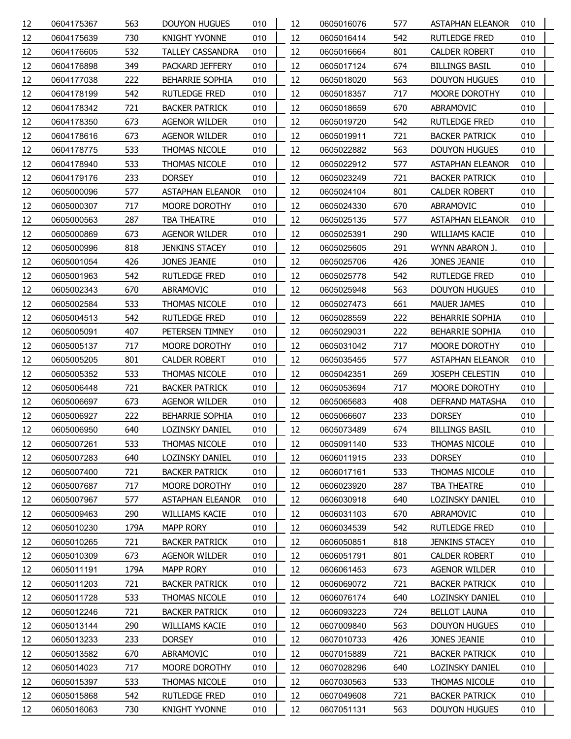| | | | | |
|---|---|---|---|---|
| 12 | 0604175367 | 563 | DOUYON HUGUES | 010 |
| 12 | 0604175639 | 730 | KNIGHT YVONNE | 010 |
| 12 | 0604176605 | 532 | TALLEY CASSANDRA | 010 |
| 12 | 0604176898 | 349 | PACKARD JEFFERY | 010 |
| 12 | 0604177038 | 222 | BEHARRIE SOPHIA | 010 |
| 12 | 0604178199 | 542 | RUTLEDGE FRED | 010 |
| 12 | 0604178342 | 721 | BACKER PATRICK | 010 |
| 12 | 0604178350 | 673 | AGENOR WILDER | 010 |
| 12 | 0604178616 | 673 | AGENOR WILDER | 010 |
| 12 | 0604178775 | 533 | THOMAS NICOLE | 010 |
| 12 | 0604178940 | 533 | THOMAS NICOLE | 010 |
| 12 | 0604179176 | 233 | DORSEY | 010 |
| 12 | 0605000096 | 577 | ASTAPHAN ELEANOR | 010 |
| 12 | 0605000307 | 717 | MOORE DOROTHY | 010 |
| 12 | 0605000563 | 287 | TBA THEATRE | 010 |
| 12 | 0605000869 | 673 | AGENOR WILDER | 010 |
| 12 | 0605000996 | 818 | JENKINS STACEY | 010 |
| 12 | 0605001054 | 426 | JONES JEANIE | 010 |
| 12 | 0605001963 | 542 | RUTLEDGE FRED | 010 |
| 12 | 0605002343 | 670 | ABRAMOVIC | 010 |
| 12 | 0605002584 | 533 | THOMAS NICOLE | 010 |
| 12 | 0605004513 | 542 | RUTLEDGE FRED | 010 |
| 12 | 0605005091 | 407 | PETERSEN TIMNEY | 010 |
| 12 | 0605005137 | 717 | MOORE DOROTHY | 010 |
| 12 | 0605005205 | 801 | CALDER ROBERT | 010 |
| 12 | 0605005352 | 533 | THOMAS NICOLE | 010 |
| 12 | 0605006448 | 721 | BACKER PATRICK | 010 |
| 12 | 0605006697 | 673 | AGENOR WILDER | 010 |
| 12 | 0605006927 | 222 | BEHARRIE SOPHIA | 010 |
| 12 | 0605006950 | 640 | LOZINSKY DANIEL | 010 |
| 12 | 0605007261 | 533 | THOMAS NICOLE | 010 |
| 12 | 0605007283 | 640 | LOZINSKY DANIEL | 010 |
| 12 | 0605007400 | 721 | BACKER PATRICK | 010 |
| 12 | 0605007687 | 717 | MOORE DOROTHY | 010 |
| 12 | 0605007967 | 577 | ASTAPHAN ELEANOR | 010 |
| 12 | 0605009463 | 290 | WILLIAMS KACIE | 010 |
| 12 | 0605010230 | 179A | MAPP RORY | 010 |
| 12 | 0605010265 | 721 | BACKER PATRICK | 010 |
| 12 | 0605010309 | 673 | AGENOR WILDER | 010 |
| 12 | 0605011191 | 179A | MAPP RORY | 010 |
| 12 | 0605011203 | 721 | BACKER PATRICK | 010 |
| 12 | 0605011728 | 533 | THOMAS NICOLE | 010 |
| 12 | 0605012246 | 721 | BACKER PATRICK | 010 |
| 12 | 0605013144 | 290 | WILLIAMS KACIE | 010 |
| 12 | 0605013233 | 233 | DORSEY | 010 |
| 12 | 0605013582 | 670 | ABRAMOVIC | 010 |
| 12 | 0605014023 | 717 | MOORE DOROTHY | 010 |
| 12 | 0605015397 | 533 | THOMAS NICOLE | 010 |
| 12 | 0605015868 | 542 | RUTLEDGE FRED | 010 |
| 12 | 0605016063 | 730 | KNIGHT YVONNE | 010 |
| 12 | 0605016076 | 577 | ASTAPHAN ELEANOR | 010 |
| 12 | 0605016414 | 542 | RUTLEDGE FRED | 010 |
| 12 | 0605016664 | 801 | CALDER ROBERT | 010 |
| 12 | 0605017124 | 674 | BILLINGS BASIL | 010 |
| 12 | 0605018020 | 563 | DOUYON HUGUES | 010 |
| 12 | 0605018357 | 717 | MOORE DOROTHY | 010 |
| 12 | 0605018659 | 670 | ABRAMOVIC | 010 |
| 12 | 0605019720 | 542 | RUTLEDGE FRED | 010 |
| 12 | 0605019911 | 721 | BACKER PATRICK | 010 |
| 12 | 0605022882 | 563 | DOUYON HUGUES | 010 |
| 12 | 0605022912 | 577 | ASTAPHAN ELEANOR | 010 |
| 12 | 0605023249 | 721 | BACKER PATRICK | 010 |
| 12 | 0605024104 | 801 | CALDER ROBERT | 010 |
| 12 | 0605024330 | 670 | ABRAMOVIC | 010 |
| 12 | 0605025135 | 577 | ASTAPHAN ELEANOR | 010 |
| 12 | 0605025391 | 290 | WILLIAMS KACIE | 010 |
| 12 | 0605025605 | 291 | WYNN ABARON J. | 010 |
| 12 | 0605025706 | 426 | JONES JEANIE | 010 |
| 12 | 0605025778 | 542 | RUTLEDGE FRED | 010 |
| 12 | 0605025948 | 563 | DOUYON HUGUES | 010 |
| 12 | 0605027473 | 661 | MAUER JAMES | 010 |
| 12 | 0605028559 | 222 | BEHARRIE SOPHIA | 010 |
| 12 | 0605029031 | 222 | BEHARRIE SOPHIA | 010 |
| 12 | 0605031042 | 717 | MOORE DOROTHY | 010 |
| 12 | 0605035455 | 577 | ASTAPHAN ELEANOR | 010 |
| 12 | 0605042351 | 269 | JOSEPH CELESTIN | 010 |
| 12 | 0605053694 | 717 | MOORE DOROTHY | 010 |
| 12 | 0605065683 | 408 | DEFRAND MATASHA | 010 |
| 12 | 0605066607 | 233 | DORSEY | 010 |
| 12 | 0605073489 | 674 | BILLINGS BASIL | 010 |
| 12 | 0605091140 | 533 | THOMAS NICOLE | 010 |
| 12 | 0606011915 | 233 | DORSEY | 010 |
| 12 | 0606017161 | 533 | THOMAS NICOLE | 010 |
| 12 | 0606023920 | 287 | TBA THEATRE | 010 |
| 12 | 0606030918 | 640 | LOZINSKY DANIEL | 010 |
| 12 | 0606031103 | 670 | ABRAMOVIC | 010 |
| 12 | 0606034539 | 542 | RUTLEDGE FRED | 010 |
| 12 | 0606050851 | 818 | JENKINS STACEY | 010 |
| 12 | 0606051791 | 801 | CALDER ROBERT | 010 |
| 12 | 0606061453 | 673 | AGENOR WILDER | 010 |
| 12 | 0606069072 | 721 | BACKER PATRICK | 010 |
| 12 | 0606076174 | 640 | LOZINSKY DANIEL | 010 |
| 12 | 0606093223 | 724 | BELLOT LAUNA | 010 |
| 12 | 0607009840 | 563 | DOUYON HUGUES | 010 |
| 12 | 0607010733 | 426 | JONES JEANIE | 010 |
| 12 | 0607015889 | 721 | BACKER PATRICK | 010 |
| 12 | 0607028296 | 640 | LOZINSKY DANIEL | 010 |
| 12 | 0607030563 | 533 | THOMAS NICOLE | 010 |
| 12 | 0607049608 | 721 | BACKER PATRICK | 010 |
| 12 | 0607051131 | 563 | DOUYON HUGUES | 010 |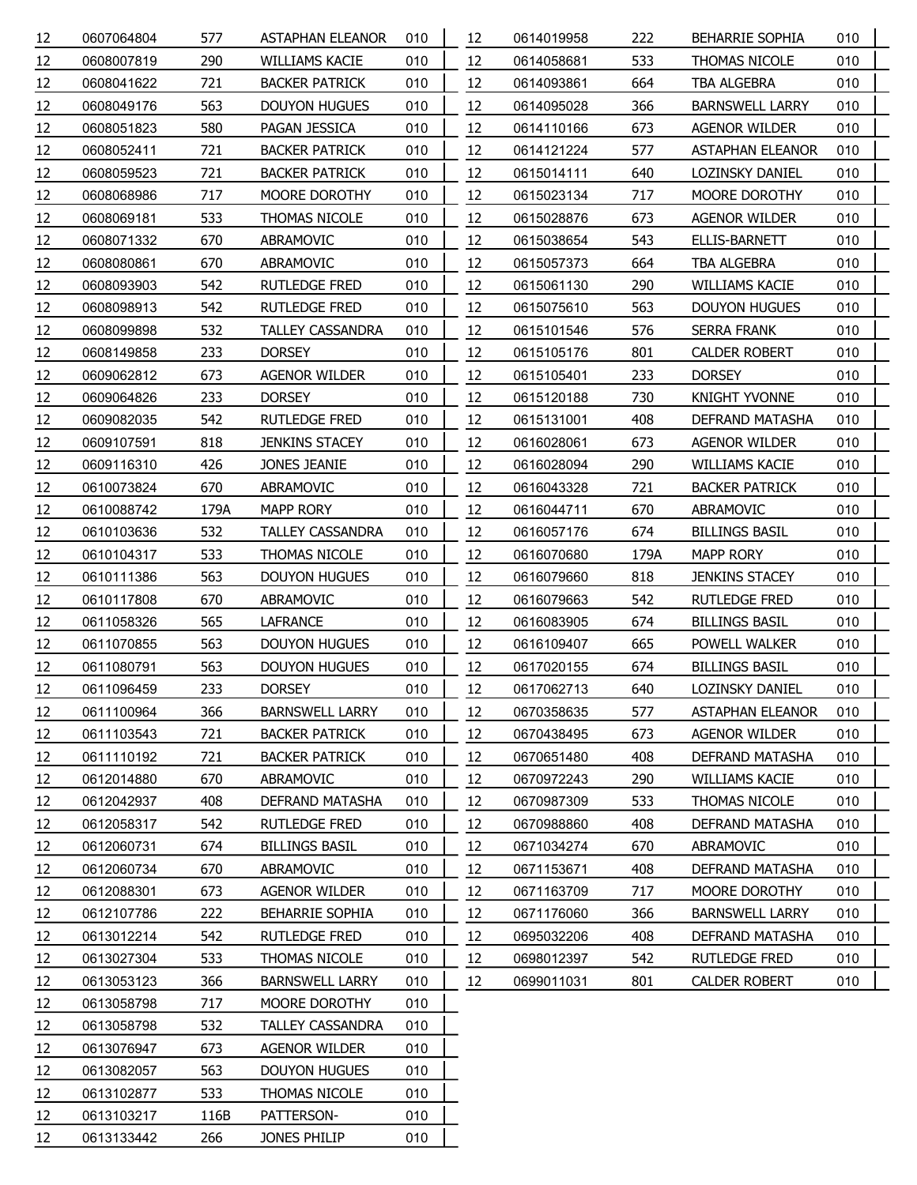| | | | | |
|---|---|---|---|---|
| 12 | 0607064804 | 577 | ASTAPHAN ELEANOR | 010 |
| 12 | 0608007819 | 290 | WILLIAMS KACIE | 010 |
| 12 | 0608041622 | 721 | BACKER PATRICK | 010 |
| 12 | 0608049176 | 563 | DOUYON HUGUES | 010 |
| 12 | 0608051823 | 580 | PAGAN JESSICA | 010 |
| 12 | 0608052411 | 721 | BACKER PATRICK | 010 |
| 12 | 0608059523 | 721 | BACKER PATRICK | 010 |
| 12 | 0608068986 | 717 | MOORE DOROTHY | 010 |
| 12 | 0608069181 | 533 | THOMAS NICOLE | 010 |
| 12 | 0608071332 | 670 | ABRAMOVIC | 010 |
| 12 | 0608080861 | 670 | ABRAMOVIC | 010 |
| 12 | 0608093903 | 542 | RUTLEDGE FRED | 010 |
| 12 | 0608098913 | 542 | RUTLEDGE FRED | 010 |
| 12 | 0608099898 | 532 | TALLEY CASSANDRA | 010 |
| 12 | 0608149858 | 233 | DORSEY | 010 |
| 12 | 0609062812 | 673 | AGENOR WILDER | 010 |
| 12 | 0609064826 | 233 | DORSEY | 010 |
| 12 | 0609082035 | 542 | RUTLEDGE FRED | 010 |
| 12 | 0609107591 | 818 | JENKINS STACEY | 010 |
| 12 | 0609116310 | 426 | JONES JEANIE | 010 |
| 12 | 0610073824 | 670 | ABRAMOVIC | 010 |
| 12 | 0610088742 | 179A | MAPP RORY | 010 |
| 12 | 0610103636 | 532 | TALLEY CASSANDRA | 010 |
| 12 | 0610104317 | 533 | THOMAS NICOLE | 010 |
| 12 | 0610111386 | 563 | DOUYON HUGUES | 010 |
| 12 | 0610117808 | 670 | ABRAMOVIC | 010 |
| 12 | 0611058326 | 565 | LAFRANCE | 010 |
| 12 | 0611070855 | 563 | DOUYON HUGUES | 010 |
| 12 | 0611080791 | 563 | DOUYON HUGUES | 010 |
| 12 | 0611096459 | 233 | DORSEY | 010 |
| 12 | 0611100964 | 366 | BARNSWELL LARRY | 010 |
| 12 | 0611103543 | 721 | BACKER PATRICK | 010 |
| 12 | 0611110192 | 721 | BACKER PATRICK | 010 |
| 12 | 0612014880 | 670 | ABRAMOVIC | 010 |
| 12 | 0612042937 | 408 | DEFRAND MATASHA | 010 |
| 12 | 0612058317 | 542 | RUTLEDGE FRED | 010 |
| 12 | 0612060731 | 674 | BILLINGS BASIL | 010 |
| 12 | 0612060734 | 670 | ABRAMOVIC | 010 |
| 12 | 0612088301 | 673 | AGENOR WILDER | 010 |
| 12 | 0612107786 | 222 | BEHARRIE SOPHIA | 010 |
| 12 | 0613012214 | 542 | RUTLEDGE FRED | 010 |
| 12 | 0613027304 | 533 | THOMAS NICOLE | 010 |
| 12 | 0613053123 | 366 | BARNSWELL LARRY | 010 |
| 12 | 0613058798 | 717 | MOORE DOROTHY | 010 |
| 12 | 0613058798 | 532 | TALLEY CASSANDRA | 010 |
| 12 | 0613076947 | 673 | AGENOR WILDER | 010 |
| 12 | 0613082057 | 563 | DOUYON HUGUES | 010 |
| 12 | 0613102877 | 533 | THOMAS NICOLE | 010 |
| 12 | 0613103217 | 116B | PATTERSON- | 010 |
| 12 | 0613133442 | 266 | JONES PHILIP | 010 |
| 12 | 0614019958 | 222 | BEHARRIE SOPHIA | 010 |
| 12 | 0614058681 | 533 | THOMAS NICOLE | 010 |
| 12 | 0614093861 | 664 | TBA ALGEBRA | 010 |
| 12 | 0614095028 | 366 | BARNSWELL LARRY | 010 |
| 12 | 0614110166 | 673 | AGENOR WILDER | 010 |
| 12 | 0614121224 | 577 | ASTAPHAN ELEANOR | 010 |
| 12 | 0615014111 | 640 | LOZINSKY DANIEL | 010 |
| 12 | 0615023134 | 717 | MOORE DOROTHY | 010 |
| 12 | 0615028876 | 673 | AGENOR WILDER | 010 |
| 12 | 0615038654 | 543 | ELLIS-BARNETT | 010 |
| 12 | 0615057373 | 664 | TBA ALGEBRA | 010 |
| 12 | 0615061130 | 290 | WILLIAMS KACIE | 010 |
| 12 | 0615075610 | 563 | DOUYON HUGUES | 010 |
| 12 | 0615101546 | 576 | SERRA FRANK | 010 |
| 12 | 0615105176 | 801 | CALDER ROBERT | 010 |
| 12 | 0615105401 | 233 | DORSEY | 010 |
| 12 | 0615120188 | 730 | KNIGHT YVONNE | 010 |
| 12 | 0615131001 | 408 | DEFRAND MATASHA | 010 |
| 12 | 0616028061 | 673 | AGENOR WILDER | 010 |
| 12 | 0616028094 | 290 | WILLIAMS KACIE | 010 |
| 12 | 0616043328 | 721 | BACKER PATRICK | 010 |
| 12 | 0616044711 | 670 | ABRAMOVIC | 010 |
| 12 | 0616057176 | 674 | BILLINGS BASIL | 010 |
| 12 | 0616070680 | 179A | MAPP RORY | 010 |
| 12 | 0616079660 | 818 | JENKINS STACEY | 010 |
| 12 | 0616079663 | 542 | RUTLEDGE FRED | 010 |
| 12 | 0616083905 | 674 | BILLINGS BASIL | 010 |
| 12 | 0616109407 | 665 | POWELL WALKER | 010 |
| 12 | 0617020155 | 674 | BILLINGS BASIL | 010 |
| 12 | 0617062713 | 640 | LOZINSKY DANIEL | 010 |
| 12 | 0670358635 | 577 | ASTAPHAN ELEANOR | 010 |
| 12 | 0670438495 | 673 | AGENOR WILDER | 010 |
| 12 | 0670651480 | 408 | DEFRAND MATASHA | 010 |
| 12 | 0670972243 | 290 | WILLIAMS KACIE | 010 |
| 12 | 0670987309 | 533 | THOMAS NICOLE | 010 |
| 12 | 0670988860 | 408 | DEFRAND MATASHA | 010 |
| 12 | 0671034274 | 670 | ABRAMOVIC | 010 |
| 12 | 0671153671 | 408 | DEFRAND MATASHA | 010 |
| 12 | 0671163709 | 717 | MOORE DOROTHY | 010 |
| 12 | 0671176060 | 366 | BARNSWELL LARRY | 010 |
| 12 | 0695032206 | 408 | DEFRAND MATASHA | 010 |
| 12 | 0698012397 | 542 | RUTLEDGE FRED | 010 |
| 12 | 0699011031 | 801 | CALDER ROBERT | 010 |